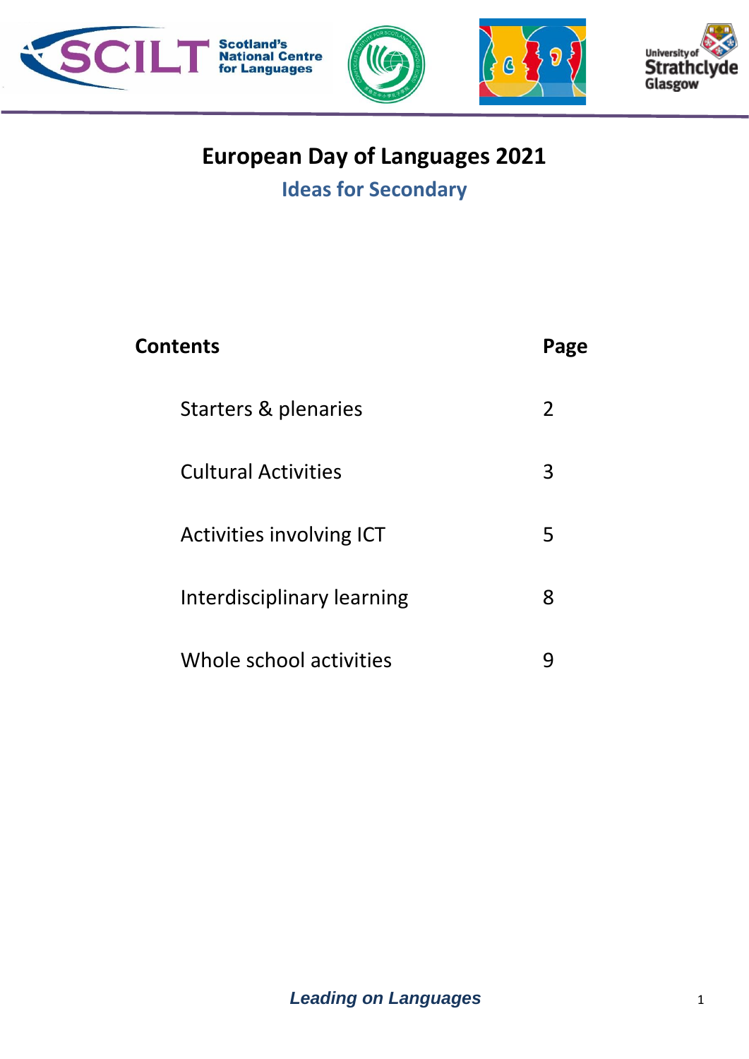# European Day of Languages 2021

## Ideas for Secondary

| Contents | Page |
|---|---|
| Starters & plenaries | 2 |
| Cultural Activities | 3 |
| Activities involving ICT | 5 |
| Interdisciplinary learning | 8 |
| Whole school activities | 9 |

***Leading on Languages***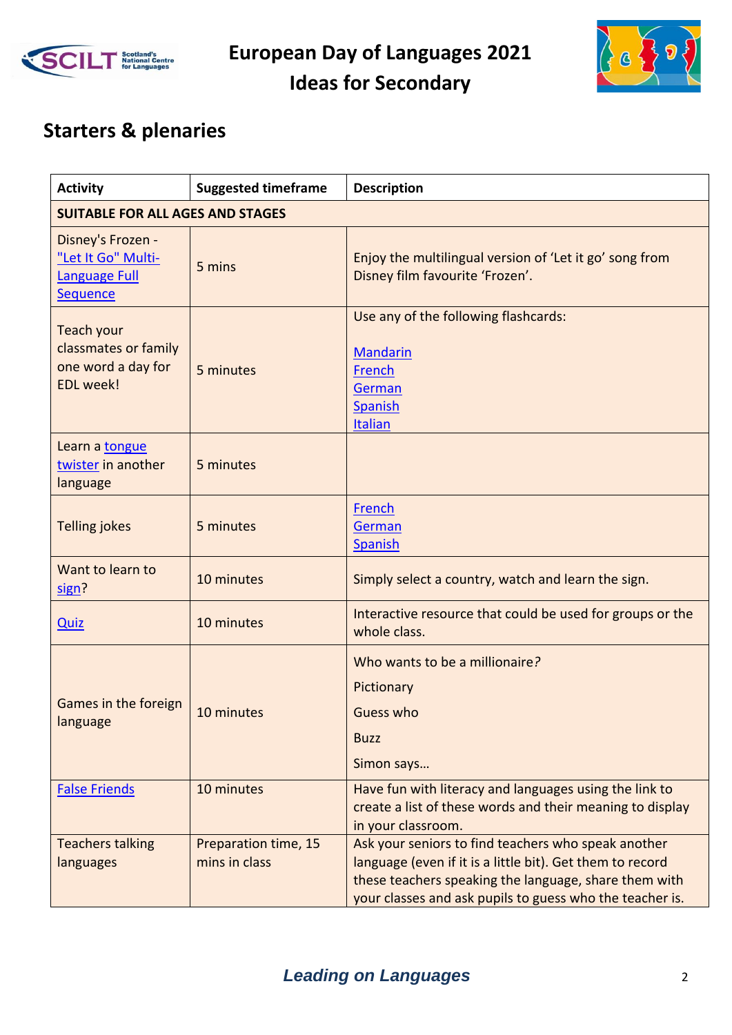# European Day of Languages 2021
# Ideas for Secondary

## Starters & plenaries

| Activity | Suggested timeframe | Description |
|---|---|---|
| **SUITABLE FOR ALL AGES AND STAGES** | | |
| Disney's Frozen - "Let It Go" Multi-Language Full Sequence | 5 mins | Enjoy the multilingual version of 'Let it go' song from Disney film favourite 'Frozen'. |
| Teach your classmates or family one word a day for EDL week! | 5 minutes | Use any of the following flashcards:<br><br>Mandarin<br>French<br>German<br>Spanish<br>Italian |
| Learn a tongue twister in another language | 5 minutes | |
| Telling jokes | 5 minutes | French<br>German<br>Spanish |
| Want to learn to sign? | 10 minutes | Simply select a country, watch and learn the sign. |
| Quiz | 10 minutes | Interactive resource that could be used for groups or the whole class. |
| Games in the foreign language | 10 minutes | Who wants to be a millionaire?<br>Pictionary<br>Guess who<br>Buzz<br>Simon says… |
| False Friends | 10 minutes | Have fun with literacy and languages using the link to create a list of these words and their meaning to display in your classroom. |
| Teachers talking languages | Preparation time, 15 mins in class | Ask your seniors to find teachers who speak another language (even if it is a little bit). Get them to record these teachers speaking the language, share them with your classes and ask pupils to guess who the teacher is. |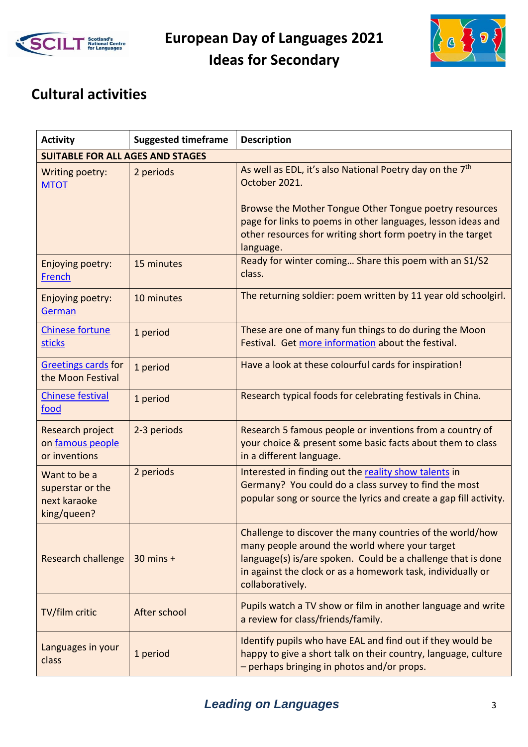## Cultural activities

| Activity | Suggested timeframe | Description |
|---|---|---|
| **SUITABLE FOR ALL AGES AND STAGES** | | |
| Writing poetry: MTOT | 2 periods | As well as EDL, it's also National Poetry day on the 7th October 2021.<br><br>Browse the Mother Tongue Other Tongue poetry resources page for links to poems in other languages, lesson ideas and other resources for writing short form poetry in the target language. |
| Enjoying poetry: French | 15 minutes | Ready for winter coming… Share this poem with an S1/S2 class. |
| Enjoying poetry: German | 10 minutes | The returning soldier: poem written by 11 year old schoolgirl. |
| Chinese fortune sticks | 1 period | These are one of many fun things to do during the Moon Festival. Get more information about the festival. |
| Greetings cards for the Moon Festival | 1 period | Have a look at these colourful cards for inspiration! |
| Chinese festival food | 1 period | Research typical foods for celebrating festivals in China. |
| Research project on famous people or inventions | 2-3 periods | Research 5 famous people or inventions from a country of your choice & present some basic facts about them to class in a different language. |
| Want to be a superstar or the next karaoke king/queen? | 2 periods | Interested in finding out the reality show talents in Germany? You could do a class survey to find the most popular song or source the lyrics and create a gap fill activity. |
| Research challenge | 30 mins + | Challenge to discover the many countries of the world/how many people around the world where your target language(s) is/are spoken. Could be a challenge that is done in against the clock or as a homework task, individually or collaboratively. |
| TV/film critic | After school | Pupils watch a TV show or film in another language and write a review for class/friends/family. |
| Languages in your class | 1 period | Identify pupils who have EAL and find out if they would be happy to give a short talk on their country, language, culture – perhaps bringing in photos and/or props. |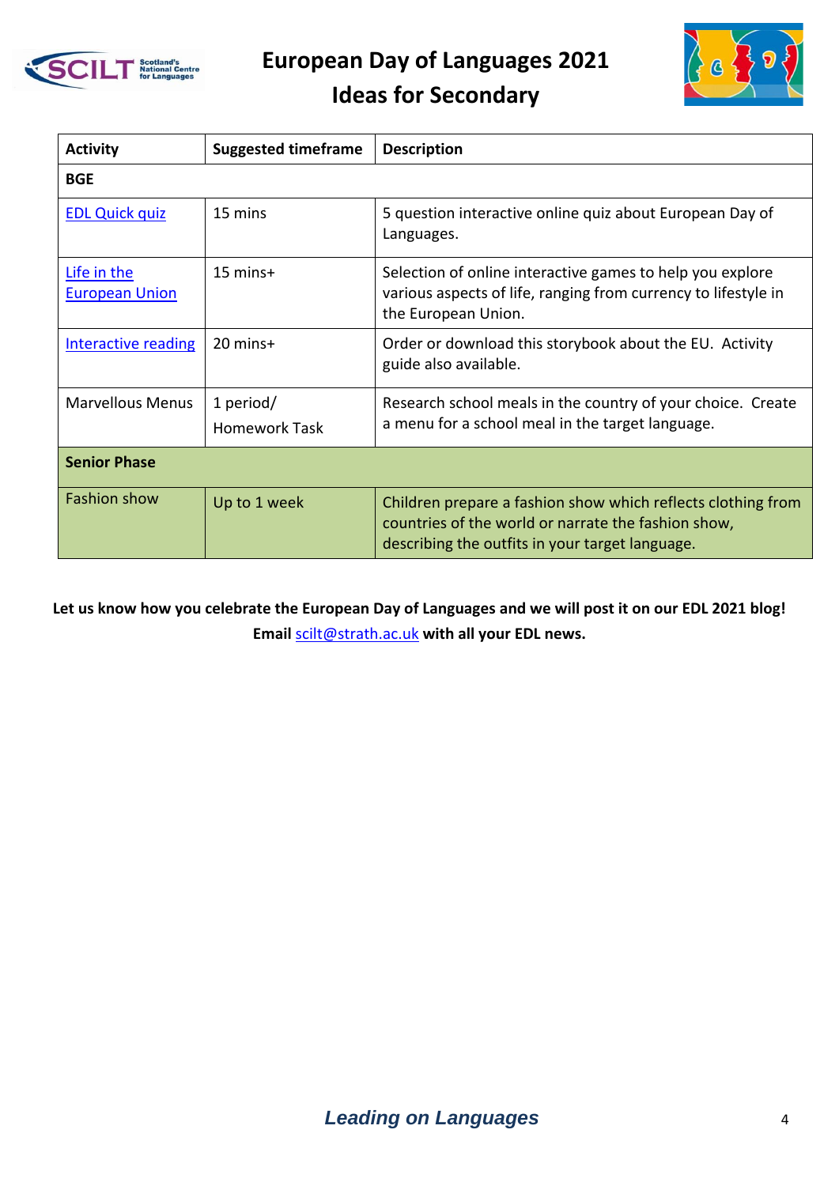# European Day of Languages 2021
## Ideas for Secondary

| Activity | Suggested timeframe | Description |
|---|---|---|
| **BGE** | | |
| EDL Quick quiz | 15 mins | 5 question interactive online quiz about European Day of Languages. |
| Life in the European Union | 15 mins+ | Selection of online interactive games to help you explore various aspects of life, ranging from currency to lifestyle in the European Union. |
| Interactive reading | 20 mins+ | Order or download this storybook about the EU. Activity guide also available. |
| Marvellous Menus | 1 period/ Homework Task | Research school meals in the country of your choice. Create a menu for a school meal in the target language. |
| **Senior Phase** | | |
| Fashion show | Up to 1 week | Children prepare a fashion show which reflects clothing from countries of the world or narrate the fashion show, describing the outfits in your target language. |

**Let us know how you celebrate the European Day of Languages and we will post it on our EDL 2021 blog! Email scilt@strath.ac.uk with all your EDL news.**

***Leading on Languages***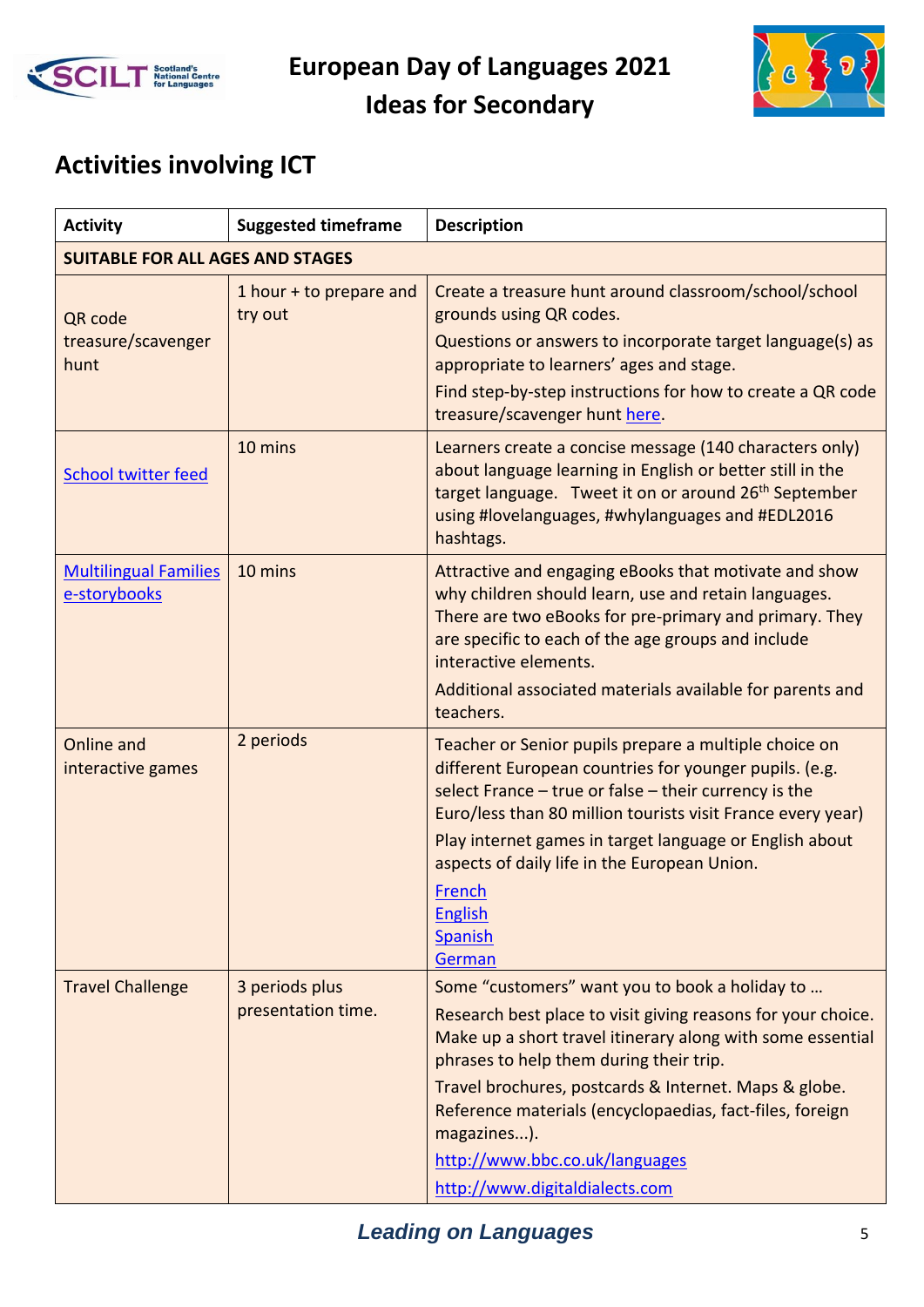# European Day of Languages 2021
## Ideas for Secondary

## Activities involving ICT

| Activity | Suggested timeframe | Description |
|---|---|---|
| **SUITABLE FOR ALL AGES AND STAGES** | | |
| QR code treasure/scavenger hunt | 1 hour + to prepare and try out | Create a treasure hunt around classroom/school/school grounds using QR codes.<br>Questions or answers to incorporate target language(s) as appropriate to learners' ages and stage.<br>Find step-by-step instructions for how to create a QR code treasure/scavenger hunt here. |
| School twitter feed | 10 mins | Learners create a concise message (140 characters only) about language learning in English or better still in the target language. Tweet it on or around 26th September using #lovelanguages, #whylanguages and #EDL2016 hashtags. |
| Multilingual Families e-storybooks | 10 mins | Attractive and engaging eBooks that motivate and show why children should learn, use and retain languages. There are two eBooks for pre-primary and primary. They are specific to each of the age groups and include interactive elements.<br>Additional associated materials available for parents and teachers. |
| Online and interactive games | 2 periods | Teacher or Senior pupils prepare a multiple choice on different European countries for younger pupils. (e.g. select France – true or false – their currency is the Euro/less than 80 million tourists visit France every year)<br>Play internet games in target language or English about aspects of daily life in the European Union.<br>French<br>English<br>Spanish<br>German |
| Travel Challenge | 3 periods plus presentation time. | Some "customers" want you to book a holiday to …<br>Research best place to visit giving reasons for your choice. Make up a short travel itinerary along with some essential phrases to help them during their trip.<br>Travel brochures, postcards & Internet. Maps & globe. Reference materials (encyclopaedias, fact-files, foreign magazines...).<br>http://www.bbc.co.uk/languages<br>http://www.digitaldialects.com |

***Leading on Languages***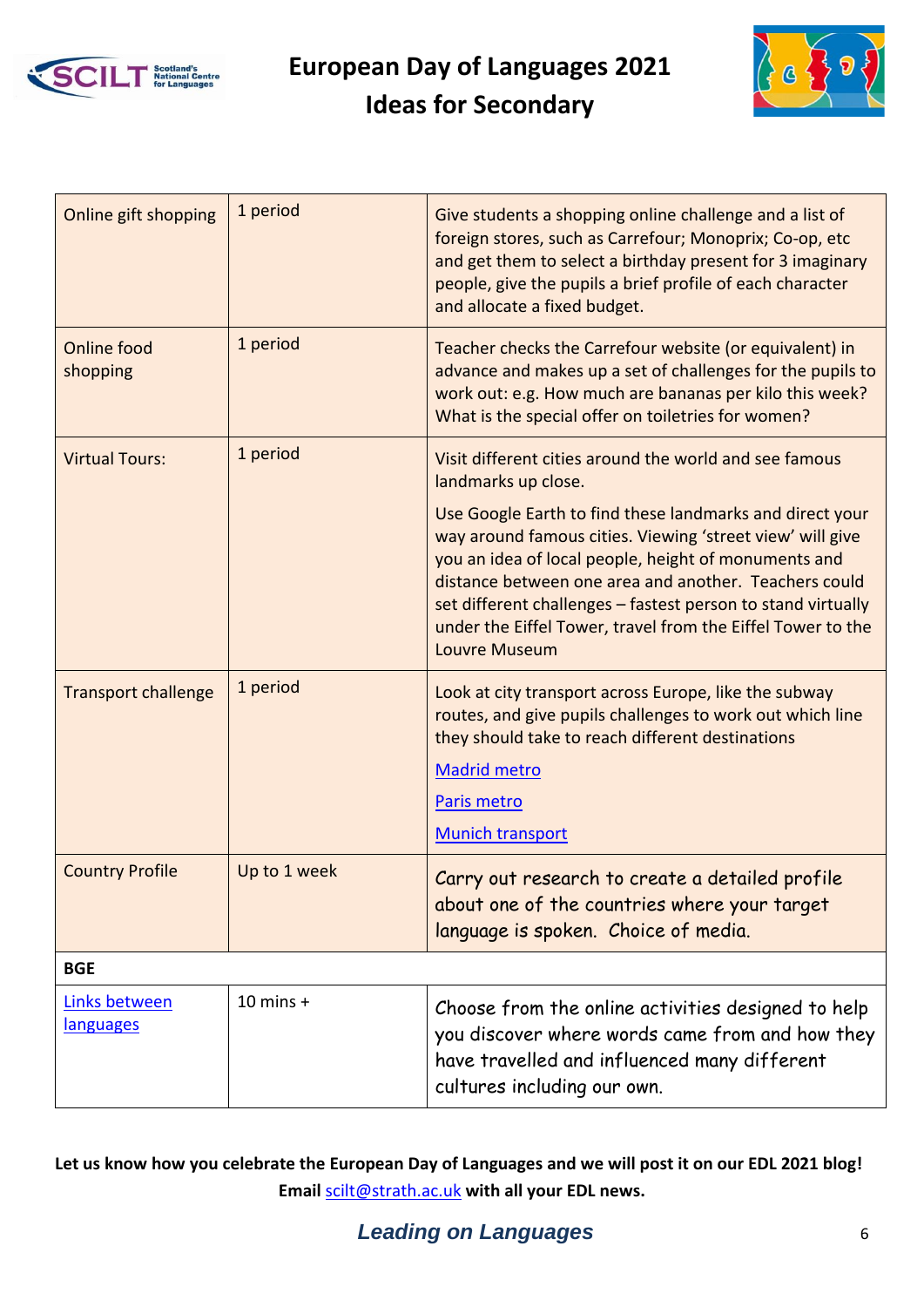| | | |
|---|---|---|
| Online gift shopping | 1 period | Give students a shopping online challenge and a list of foreign stores, such as Carrefour; Monoprix; Co-op, etc and get them to select a birthday present for 3 imaginary people, give the pupils a brief profile of each character and allocate a fixed budget. |
| Online food shopping | 1 period | Teacher checks the Carrefour website (or equivalent) in advance and makes up a set of challenges for the pupils to work out: e.g. How much are bananas per kilo this week? What is the special offer on toiletries for women? |
| Virtual Tours: | 1 period | Visit different cities around the world and see famous landmarks up close.<br><br>Use Google Earth to find these landmarks and direct your way around famous cities. Viewing 'street view' will give you an idea of local people, height of monuments and distance between one area and another. Teachers could set different challenges – fastest person to stand virtually under the Eiffel Tower, travel from the Eiffel Tower to the Louvre Museum |
| Transport challenge | 1 period | Look at city transport across Europe, like the subway routes, and give pupils challenges to work out which line they should take to reach different destinations<br><br>Madrid metro<br><br>Paris metro<br><br>Munich transport |
| Country Profile | Up to 1 week | Carry out research to create a detailed profile about one of the countries where your target language is spoken. Choice of media. |
| **BGE** | | |
| Links between languages | 10 mins + | Choose from the online activities designed to help you discover where words came from and how they have travelled and influenced many different cultures including our own. |

**Let us know how you celebrate the European Day of Languages and we will post it on our EDL 2021 blog! Email scilt@strath.ac.uk with all your EDL news.**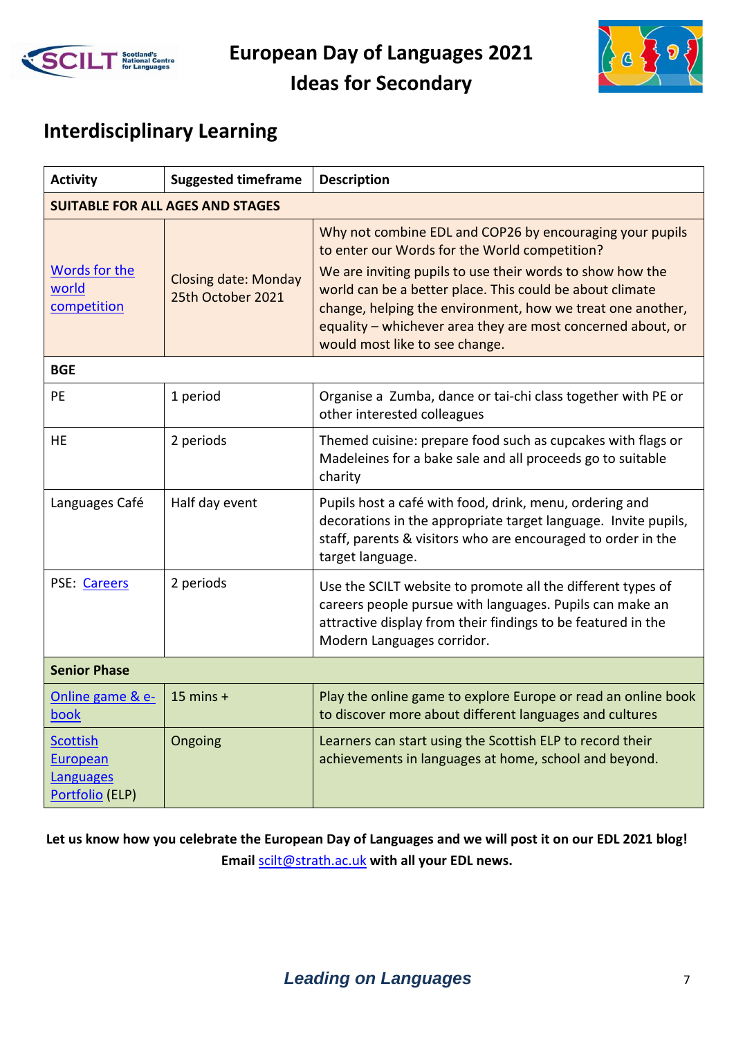# European Day of Languages 2021
## Ideas for Secondary

## Interdisciplinary Learning

| Activity | Suggested timeframe | Description |
|---|---|---|
| **SUITABLE FOR ALL AGES AND STAGES** | | |
| Words for the world competition | Closing date: Monday 25th October 2021 | Why not combine EDL and COP26 by encouraging your pupils to enter our Words for the World competition? We are inviting pupils to use their words to show how the world can be a better place. This could be about climate change, helping the environment, how we treat one another, equality – whichever area they are most concerned about, or would most like to see change. |
| **BGE** | | |
| PE | 1 period | Organise a Zumba, dance or tai-chi class together with PE or other interested colleagues |
| HE | 2 periods | Themed cuisine: prepare food such as cupcakes with flags or Madeleines for a bake sale and all proceeds go to suitable charity |
| Languages Café | Half day event | Pupils host a café with food, drink, menu, ordering and decorations in the appropriate target language. Invite pupils, staff, parents & visitors who are encouraged to order in the target language. |
| PSE: Careers | 2 periods | Use the SCILT website to promote all the different types of careers people pursue with languages. Pupils can make an attractive display from their findings to be featured in the Modern Languages corridor. |
| **Senior Phase** | | |
| Online game & e-book | 15 mins + | Play the online game to explore Europe or read an online book to discover more about different languages and cultures |
| Scottish European Languages Portfolio (ELP) | Ongoing | Learners can start using the Scottish ELP to record their achievements in languages at home, school and beyond. |

**Let us know how you celebrate the European Day of Languages and we will post it on our EDL 2021 blog! Email scilt@strath.ac.uk with all your EDL news.**

*Leading on Languages*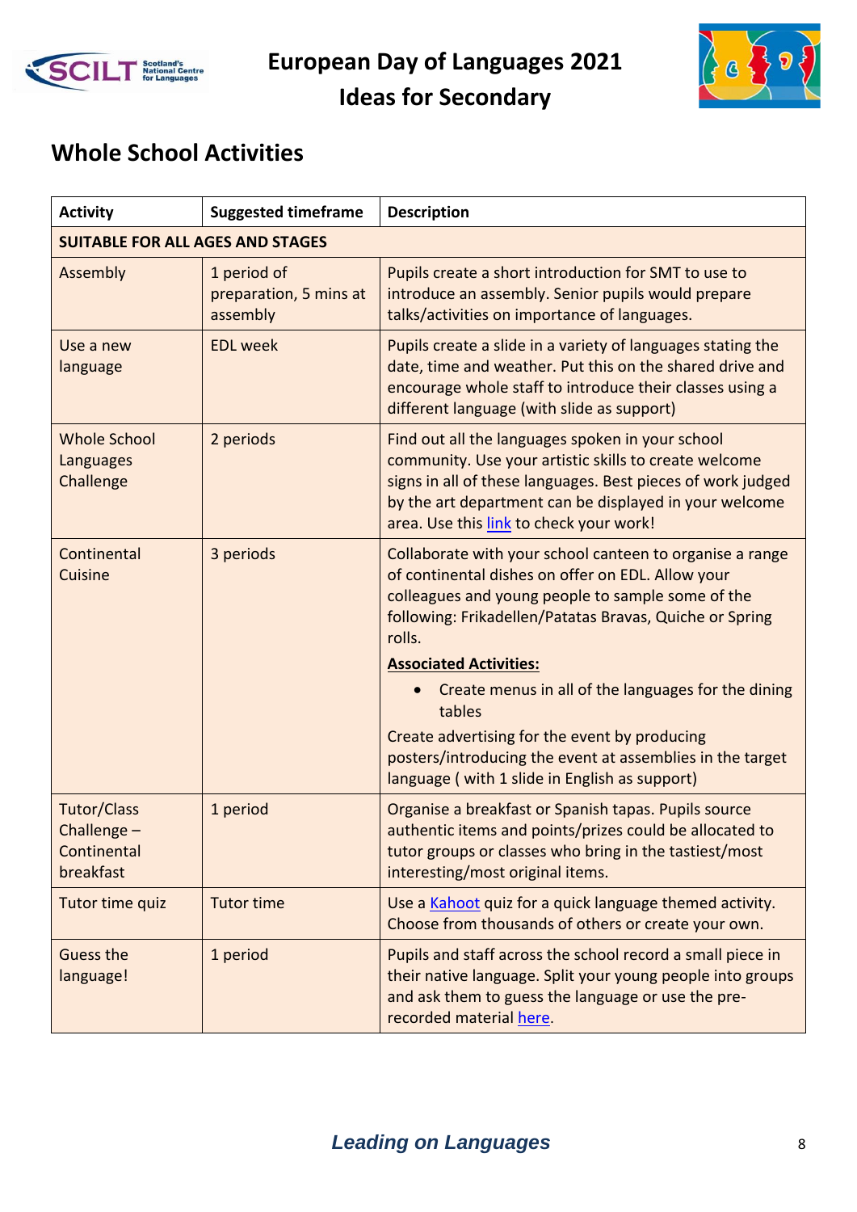# European Day of Languages 2021
# Ideas for Secondary

## Whole School Activities

| Activity | Suggested timeframe | Description |
|---|---|---|
| **SUITABLE FOR ALL AGES AND STAGES** | | |
| Assembly | 1 period of preparation, 5 mins at assembly | Pupils create a short introduction for SMT to use to introduce an assembly. Senior pupils would prepare talks/activities on importance of languages. |
| Use a new language | EDL week | Pupils create a slide in a variety of languages stating the date, time and weather. Put this on the shared drive and encourage whole staff to introduce their classes using a different language (with slide as support) |
| Whole School Languages Challenge | 2 periods | Find out all the languages spoken in your school community. Use your artistic skills to create welcome signs in all of these languages. Best pieces of work judged by the art department can be displayed in your welcome area. Use this link to check your work! |
| Continental Cuisine | 3 periods | Collaborate with your school canteen to organise a range of continental dishes on offer on EDL. Allow your colleagues and young people to sample some of the following: Frikadellen/Patatas Bravas, Quiche or Spring rolls. **Associated Activities:** • Create menus in all of the languages for the dining tables. Create advertising for the event by producing posters/introducing the event at assemblies in the target language ( with 1 slide in English as support) |
| Tutor/Class Challenge – Continental breakfast | 1 period | Organise a breakfast or Spanish tapas. Pupils source authentic items and points/prizes could be allocated to tutor groups or classes who bring in the tastiest/most interesting/most original items. |
| Tutor time quiz | Tutor time | Use a Kahoot quiz for a quick language themed activity. Choose from thousands of others or create your own. |
| Guess the language! | 1 period | Pupils and staff across the school record a small piece in their native language. Split your young people into groups and ask them to guess the language or use the pre-recorded material here. |

*Leading on Languages*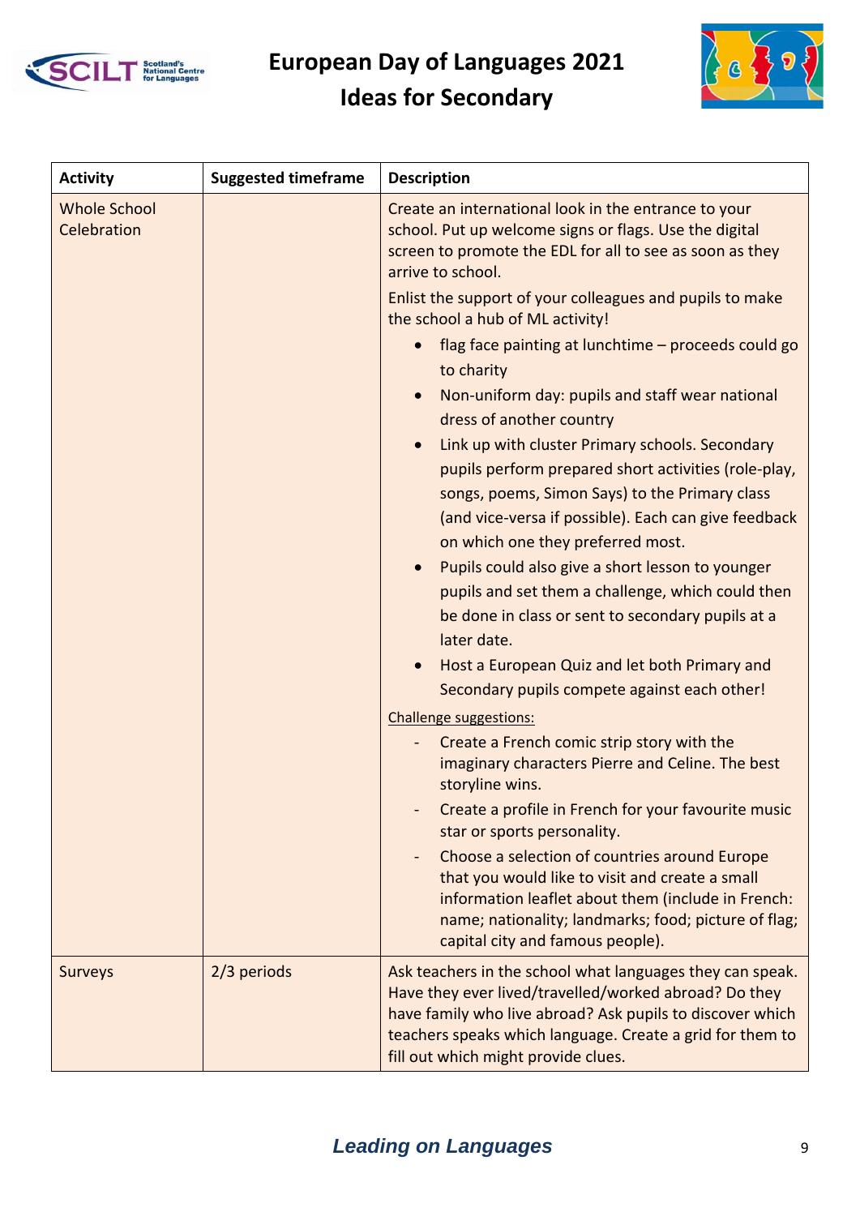# European Day of Languages 2021
## Ideas for Secondary

| Activity | Suggested timeframe | Description |
|---|---|---|
| Whole School Celebration | | Create an international look in the entrance to your school. Put up welcome signs or flags. Use the digital screen to promote the EDL for all to see as soon as they arrive to school.<br><br>Enlist the support of your colleagues and pupils to make the school a hub of ML activity!<br><br>• flag face painting at lunchtime – proceeds could go to charity<br>• Non-uniform day: pupils and staff wear national dress of another country<br>• Link up with cluster Primary schools. Secondary pupils perform prepared short activities (role-play, songs, poems, Simon Says) to the Primary class (and vice-versa if possible). Each can give feedback on which one they preferred most.<br>• Pupils could also give a short lesson to younger pupils and set them a challenge, which could then be done in class or sent to secondary pupils at a later date.<br>• Host a European Quiz and let both Primary and Secondary pupils compete against each other!<br><br>Challenge suggestions:<br><br>- Create a French comic strip story with the imaginary characters Pierre and Celine. The best storyline wins.<br>- Create a profile in French for your favourite music star or sports personality.<br>- Choose a selection of countries around Europe that you would like to visit and create a small information leaflet about them (include in French: name; nationality; landmarks; food; picture of flag; capital city and famous people). |
| Surveys | 2/3 periods | Ask teachers in the school what languages they can speak. Have they ever lived/travelled/worked abroad? Do they have family who live abroad? Ask pupils to discover which teachers speaks which language. Create a grid for them to fill out which might provide clues. |

*Leading on Languages*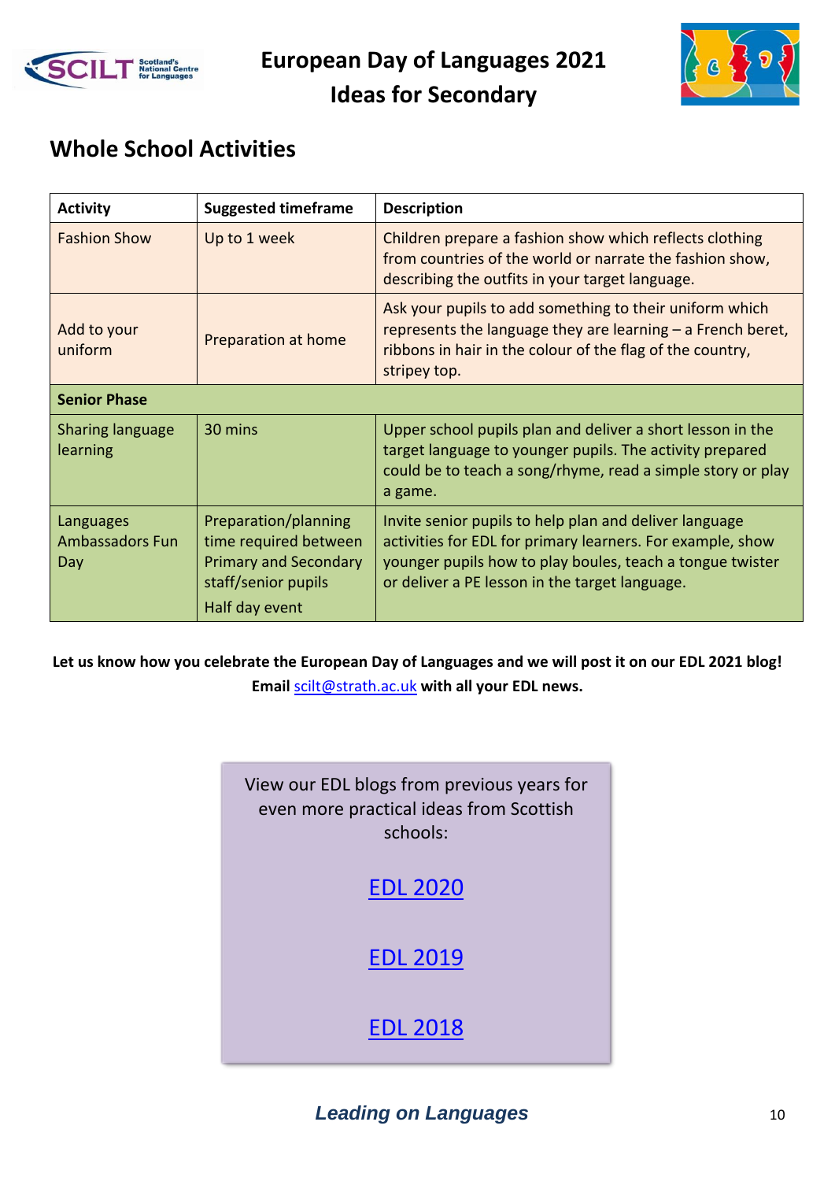# European Day of Languages 2021
# Ideas for Secondary

## Whole School Activities

| Activity | Suggested timeframe | Description |
|---|---|---|
| Fashion Show | Up to 1 week | Children prepare a fashion show which reflects clothing from countries of the world or narrate the fashion show, describing the outfits in your target language. |
| Add to your uniform | Preparation at home | Ask your pupils to add something to their uniform which represents the language they are learning – a French beret, ribbons in hair in the colour of the flag of the country, stripey top. |
| **Senior Phase** | | |
| Sharing language learning | 30 mins | Upper school pupils plan and deliver a short lesson in the target language to younger pupils. The activity prepared could be to teach a song/rhyme, read a simple story or play a game. |
| Languages Ambassadors Fun Day | Preparation/planning time required between Primary and Secondary staff/senior pupils<br>Half day event | Invite senior pupils to help plan and deliver language activities for EDL for primary learners. For example, show younger pupils how to play boules, teach a tongue twister or deliver a PE lesson in the target language. |

**Let us know how you celebrate the European Day of Languages and we will post it on our EDL 2021 blog! Email scilt@strath.ac.uk with all your EDL news.**

View our EDL blogs from previous years for even more practical ideas from Scottish schools:

EDL 2020

EDL 2019

EDL 2018

*Leading on Languages*